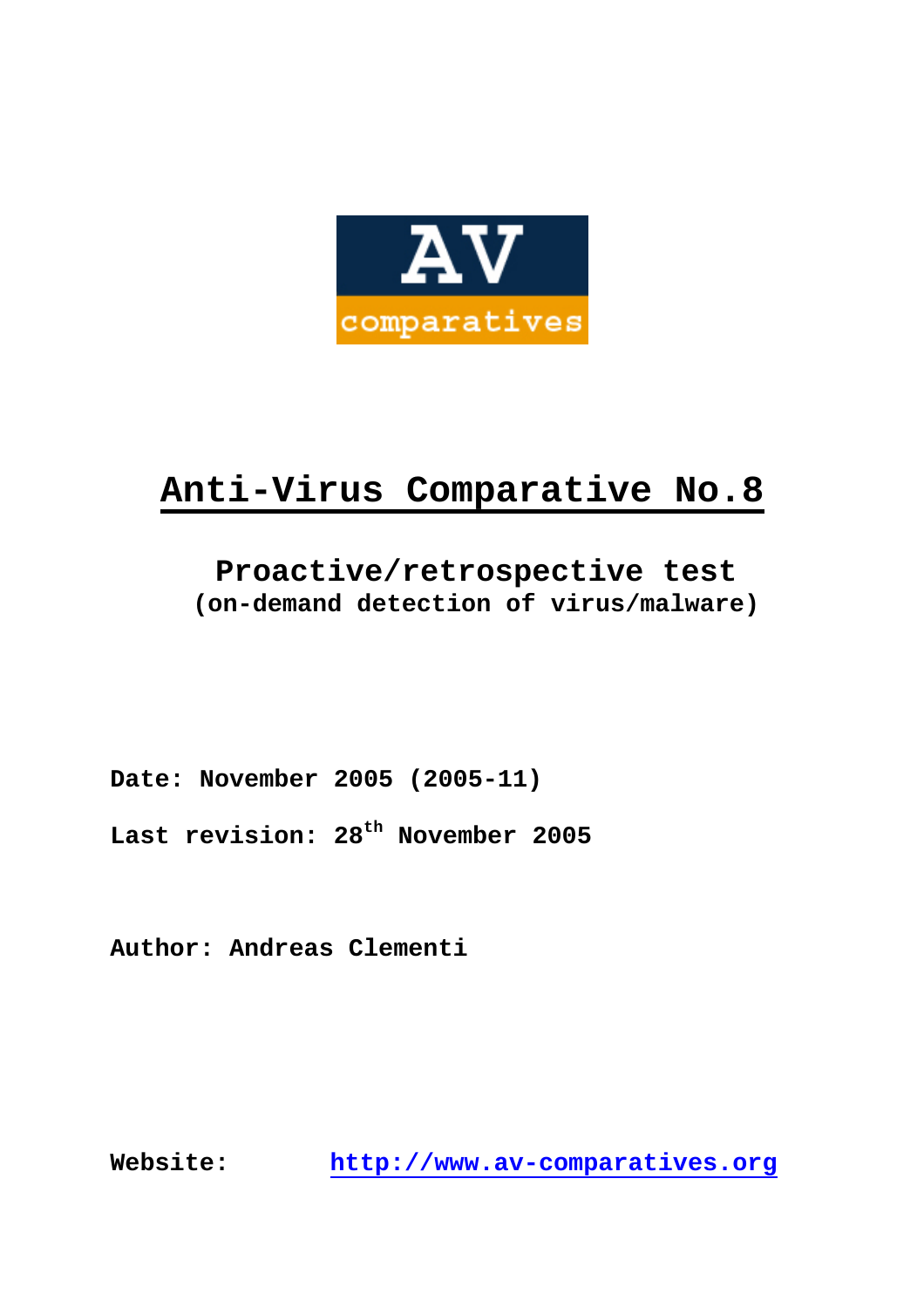# Anti-Virus Comparative No.8

## Proactive/retrospective test
**(on-demand detection of virus/malware)**

**Date: November 2005 (2005-11)**

**Last revision: 28th November 2005**

**Author: Andreas Clementi**

**Website:** [http://www.av-comparatives.org](http://www.av-comparatives.org)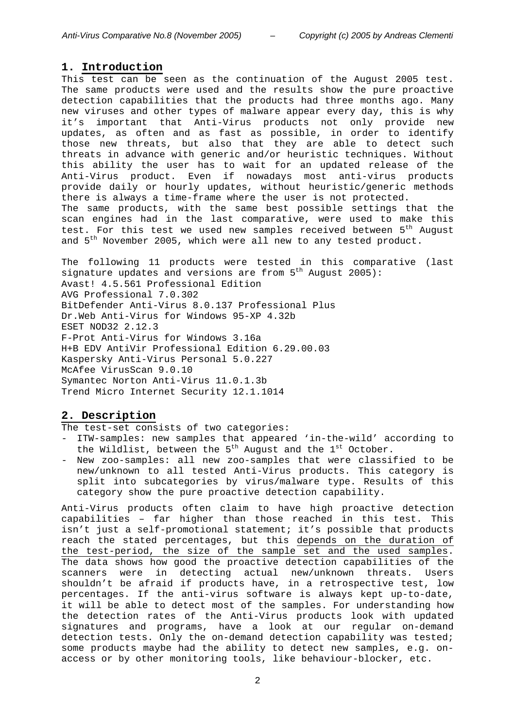## 1. Introduction

This test can be seen as the continuation of the August 2005 test. The same products were used and the results show the pure proactive detection capabilities that the products had three months ago. Many new viruses and other types of malware appear every day, this is why it's important that Anti-Virus products not only provide new updates, as often and as fast as possible, in order to identify those new threats, but also that they are able to detect such threats in advance with generic and/or heuristic techniques. Without this ability the user has to wait for an updated release of the Anti-Virus product. Even if nowadays most anti-virus products provide daily or hourly updates, without heuristic/generic methods there is always a time-frame where the user is not protected.
The same products, with the same best possible settings that the scan engines had in the last comparative, were used to make this test. For this test we used new samples received between 5th August and 5th November 2005, which were all new to any tested product.

The following 11 products were tested in this comparative (last signature updates and versions are from 5th August 2005):
Avast! 4.5.561 Professional Edition
AVG Professional 7.0.302
BitDefender Anti-Virus 8.0.137 Professional Plus
Dr.Web Anti-Virus for Windows 95-XP 4.32b
ESET NOD32 2.12.3
F-Prot Anti-Virus for Windows 3.16a
H+B EDV AntiVir Professional Edition 6.29.00.03
Kaspersky Anti-Virus Personal 5.0.227
McAfee VirusScan 9.0.10
Symantec Norton Anti-Virus 11.0.1.3b
Trend Micro Internet Security 12.1.1014

## 2. Description

The test-set consists of two categories:

- ITW-samples: new samples that appeared 'in-the-wild' according to the Wildlist, between the 5th August and the 1st October.
- New zoo-samples: all new zoo-samples that were classified to be new/unknown to all tested Anti-Virus products. This category is split into subcategories by virus/malware type. Results of this category show the pure proactive detection capability.

Anti-Virus products often claim to have high proactive detection capabilities – far higher than those reached in this test. This isn't just a self-promotional statement; it's possible that products reach the stated percentages, but this depends on the duration of the test-period, the size of the sample set and the used samples. The data shows how good the proactive detection capabilities of the scanners were in detecting actual new/unknown threats. Users shouldn't be afraid if products have, in a retrospective test, low percentages. If the anti-virus software is always kept up-to-date, it will be able to detect most of the samples. For understanding how the detection rates of the Anti-Virus products look with updated signatures and programs, have a look at our regular on-demand detection tests. Only the on-demand detection capability was tested; some products maybe had the ability to detect new samples, e.g. on-access or by other monitoring tools, like behaviour-blocker, etc.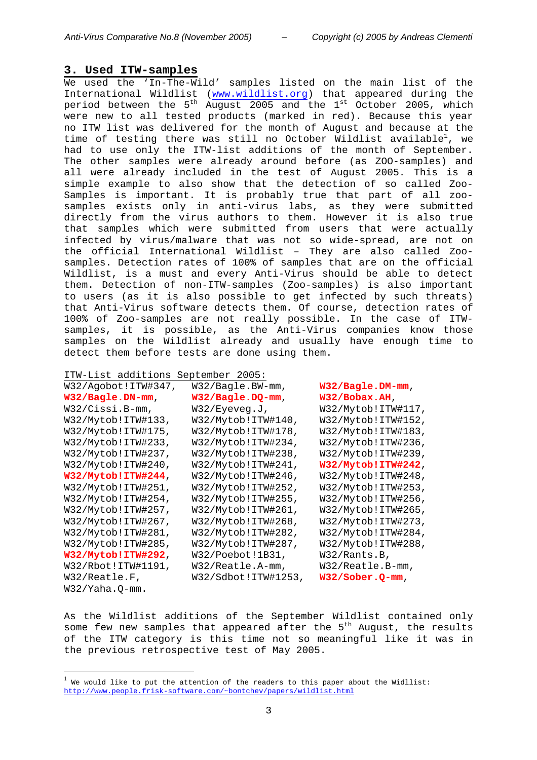## 3. Used ITW-samples

We used the 'In-The-Wild' samples listed on the main list of the International Wildlist (www.wildlist.org) that appeared during the period between the 5th August 2005 and the 1st October 2005, which were new to all tested products (marked in red). Because this year no ITW list was delivered for the month of August and because at the time of testing there was still no October Wildlist available[1], we had to use only the ITW-list additions of the month of September. The other samples were already around before (as ZOO-samples) and all were already included in the test of August 2005. This is a simple example to also show that the detection of so called Zoo-Samples is important. It is probably true that part of all zoo-samples exists only in anti-virus labs, as they were submitted directly from the virus authors to them. However it is also true that samples which were submitted from users that were actually infected by virus/malware that was not so wide-spread, are not on the official International Wildlist – They are also called Zoo-samples. Detection rates of 100% of samples that are on the official Wildlist, is a must and every Anti-Virus should be able to detect them. Detection of non-ITW-samples (Zoo-samples) is also important to users (as it is also possible to get infected by such threats) that Anti-Virus software detects them. Of course, detection rates of 100% of Zoo-samples are not really possible. In the case of ITW-samples, it is possible, as the Anti-Virus companies know those samples on the Wildlist already and usually have enough time to detect them before tests are done using them.

ITW-List additions September 2005:

W32/Agobot!ITW#347, W32/Bagle.BW-mm, **W32/Bagle.DM-mm**, **W32/Bagle.DN-mm**, **W32/Bagle.DQ-mm**, **W32/Bobax.AH**, W32/Cissi.B-mm, W32/Eyeveg.J, W32/Mytob!ITW#117, W32/Mytob!ITW#133, W32/Mytob!ITW#140, W32/Mytob!ITW#152, W32/Mytob!ITW#175, W32/Mytob!ITW#178, W32/Mytob!ITW#183, W32/Mytob!ITW#233, W32/Mytob!ITW#234, W32/Mytob!ITW#236, W32/Mytob!ITW#237, W32/Mytob!ITW#238, W32/Mytob!ITW#239, W32/Mytob!ITW#240, W32/Mytob!ITW#241, **W32/Mytob!ITW#242**, **W32/Mytob!ITW#244**, W32/Mytob!ITW#246, W32/Mytob!ITW#248, W32/Mytob!ITW#251, W32/Mytob!ITW#252, W32/Mytob!ITW#253, W32/Mytob!ITW#254, W32/Mytob!ITW#255, W32/Mytob!ITW#256, W32/Mytob!ITW#257, W32/Mytob!ITW#261, W32/Mytob!ITW#265, W32/Mytob!ITW#267, W32/Mytob!ITW#268, W32/Mytob!ITW#273, W32/Mytob!ITW#281, W32/Mytob!ITW#282, W32/Mytob!ITW#284, W32/Mytob!ITW#285, W32/Mytob!ITW#287, W32/Mytob!ITW#288, **W32/Mytob!ITW#292**, W32/Poebot!1B31, W32/Rants.B, W32/Rbot!ITW#1191, W32/Reatle.A-mm, W32/Reatle.B-mm, W32/Reatle.F, W32/Sdbot!ITW#1253, **W32/Sober.Q-mm**, W32/Yaha.Q-mm.

As the Wildlist additions of the September Wildlist contained only some few new samples that appeared after the 5th August, the results of the ITW category is this time not so meaningful like it was in the previous retrospective test of May 2005.

---

[1] We would like to put the attention of the readers to this paper about the Widllist: http://www.people.frisk-software.com/~bontchev/papers/wildlist.html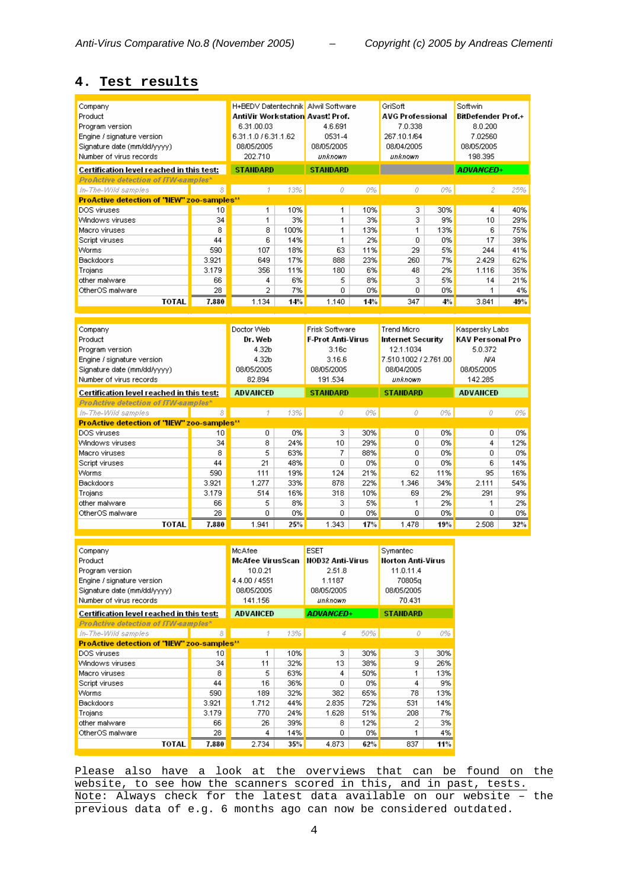## 4. Test results

| Company | | H+BEDV Datentechnik | | Alwil Software | | GriSoft | | Softwin | |
|---|---|---|---|---|---|---|---|---|---|
| Product | | **AntiVir Workstation** | | **Avast! Prof.** | | **AVG Professional** | | **BitDefender Prof.+** | |
| Program version | | 6.31.00.03 | | 4.6.691 | | 7.0.338 | | 8.0.200 | |
| Engine / signature version | | 6.31.1.0 / 6.31.1.62 | | 0531-4 | | 267.10.1/64 | | 7.02560 | |
| Signature date (mm/dd/yyyy) | | 08/05/2005 | | 08/05/2005 | | 08/04/2005 | | 08/05/2005 | |
| Number of virus records | | 202.710 | | *unknown* | | *unknown* | | 198.395 | |
| **Certification level reached in this test:** | | **STANDARD** | | **STANDARD** | | | | ***ADVANCED+*** | |
| *ProActive detection of ITW-samples** | | | | | | | | | |
| *In-The-Wild samples* | 8 | 1 | 13% | 0 | 0% | 0 | 0% | 2 | 25% |
| **ProActive detection of "NEW" zoo-samples**** | | | | | | | | | |
| DOS viruses | 10 | 1 | 10% | 1 | 10% | 3 | 30% | 4 | 40% |
| Windows viruses | 34 | 1 | 3% | 1 | 3% | 3 | 9% | 10 | 29% |
| Macro viruses | 8 | 8 | 100% | 1 | 13% | 1 | 13% | 6 | 75% |
| Script viruses | 44 | 6 | 14% | 1 | 2% | 0 | 0% | 17 | 39% |
| Worms | 590 | 107 | 18% | 63 | 11% | 29 | 5% | 244 | 41% |
| Backdoors | 3.921 | 649 | 17% | 888 | 23% | 260 | 7% | 2.429 | 62% |
| Trojans | 3.179 | 356 | 11% | 180 | 6% | 48 | 2% | 1.116 | 35% |
| other malware | 66 | 4 | 6% | 5 | 8% | 3 | 5% | 14 | 21% |
| OtherOS malware | 28 | 2 | 7% | 0 | 0% | 0 | 0% | 1 | 4% |
| **TOTAL** | **7.880** | 1.134 | **14%** | 1.140 | **14%** | 347 | **4%** | 3.841 | **49%** |

| Company | | Doctor Web | | Frisk Software | | Trend Micro | | Kaspersky Labs | |
|---|---|---|---|---|---|---|---|---|---|
| Product | | **Dr. Web** | | **F-Prot Anti-Virus** | | **Internet Security** | | **KAV Personal Pro** | |
| Program version | | 4.32b | | 3.16c | | 12.1.1034 | | 5.0.372 | |
| Engine / signature version | | 4.32b | | 3.16.6 | | 7.510.1002 / 2.761.00 | | N/A | |
| Signature date (mm/dd/yyyy) | | 08/05/2005 | | 08/05/2005 | | 08/04/2005 | | 08/05/2005 | |
| Number of virus records | | 82.894 | | 191.534 | | *unknown* | | 142.285 | |
| **Certification level reached in this test:** | | **ADVANCED** | | **STANDARD** | | **STANDARD** | | **ADVANCED** | |
| *ProActive detection of ITW-samples** | | | | | | | | | |
| *In-The-Wild samples* | 8 | 1 | 13% | 0 | 0% | 0 | 0% | 0 | 0% |
| **ProActive detection of "NEW" zoo-samples**** | | | | | | | | | |
| DOS viruses | 10 | 0 | 0% | 3 | 30% | 0 | 0% | 0 | 0% |
| Windows viruses | 34 | 8 | 24% | 10 | 29% | 0 | 0% | 4 | 12% |
| Macro viruses | 8 | 5 | 63% | 7 | 88% | 0 | 0% | 0 | 0% |
| Script viruses | 44 | 21 | 48% | 0 | 0% | 0 | 0% | 6 | 14% |
| Worms | 590 | 111 | 19% | 124 | 21% | 62 | 11% | 95 | 16% |
| Backdoors | 3.921 | 1.277 | 33% | 878 | 22% | 1.346 | 34% | 2.111 | 54% |
| Trojans | 3.179 | 514 | 16% | 318 | 10% | 69 | 2% | 291 | 9% |
| other malware | 66 | 5 | 8% | 3 | 5% | 1 | 2% | 1 | 2% |
| OtherOS malware | 28 | 0 | 0% | 0 | 0% | 0 | 0% | 0 | 0% |
| **TOTAL** | **7.880** | 1.941 | **25%** | 1.343 | **17%** | 1.478 | **19%** | 2.508 | **32%** |

| Company | | McAfee | | ESET | | Symantec | |
|---|---|---|---|---|---|---|---|
| Product | | **McAfee VirusScan** | | **NOD32 Anti-Virus** | | **Norton Anti-Virus** | |
| Program version | | 10.0.21 | | 2.51.8 | | 11.0.11.4 | |
| Engine / signature version | | 4.4.00 / 4551 | | 1.1187 | | 70805q | |
| Signature date (mm/dd/yyyy) | | 08/05/2005 | | 08/05/2005 | | 08/05/2005 | |
| Number of virus records | | 141.156 | | *unknown* | | 70.431 | |
| **Certification level reached in this test:** | | **ADVANCED** | | ***ADVANCED+*** | | **STANDARD** | |
| *ProActive detection of ITW-samples** | | | | | | | |
| *In-The-Wild samples* | 8 | 1 | 13% | 4 | 50% | 0 | 0% |
| **ProActive detection of "NEW" zoo-samples**** | | | | | | | |
| DOS viruses | 10 | 1 | 10% | 3 | 30% | 3 | 30% |
| Windows viruses | 34 | 11 | 32% | 13 | 38% | 9 | 26% |
| Macro viruses | 8 | 5 | 63% | 4 | 50% | 1 | 13% |
| Script viruses | 44 | 16 | 36% | 0 | 0% | 4 | 9% |
| Worms | 590 | 189 | 32% | 382 | 65% | 78 | 13% |
| Backdoors | 3.921 | 1.712 | 44% | 2.835 | 72% | 531 | 14% |
| Trojans | 3.179 | 770 | 24% | 1.628 | 51% | 208 | 7% |
| other malware | 66 | 26 | 39% | 8 | 12% | 2 | 3% |
| OtherOS malware | 28 | 4 | 14% | 0 | 0% | 1 | 4% |
| **TOTAL** | **7.880** | 2.734 | **35%** | 4.873 | **62%** | 837 | **11%** |

Please also have a look at the overviews that can be found on the website, to see how the scanners scored in this, and in past, tests. Note: Always check for the latest data available on our website – the previous data of e.g. 6 months ago can now be considered outdated.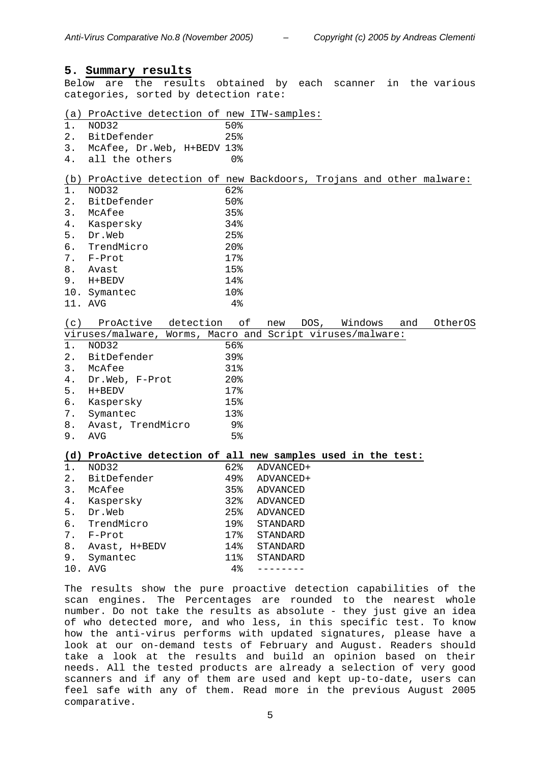## 5. Summary results

Below are the results obtained by each scanner in the various categories, sorted by detection rate:

(a) ProActive detection of new ITW-samples:

| | | |
|---|---|---|
| 1. | NOD32 | 50% |
| 2. | BitDefender | 25% |
| 3. | McAfee, Dr.Web, H+BEDV | 13% |
| 4. | all the others | 0% |

(b) ProActive detection of new Backdoors, Trojans and other malware:

| | | |
|---|---|---|
| 1. | NOD32 | 62% |
| 2. | BitDefender | 50% |
| 3. | McAfee | 35% |
| 4. | Kaspersky | 34% |
| 5. | Dr.Web | 25% |
| 6. | TrendMicro | 20% |
| 7. | F-Prot | 17% |
| 8. | Avast | 15% |
| 9. | H+BEDV | 14% |
| 10. | Symantec | 10% |
| 11. | AVG | 4% |

(c) ProActive detection of new DOS, Windows and OtherOS viruses/malware, Worms, Macro and Script viruses/malware:

| | | |
|---|---|---|
| 1. | NOD32 | 56% |
| 2. | BitDefender | 39% |
| 3. | McAfee | 31% |
| 4. | Dr.Web, F-Prot | 20% |
| 5. | H+BEDV | 17% |
| 6. | Kaspersky | 15% |
| 7. | Symantec | 13% |
| 8. | Avast, TrendMicro | 9% |
| 9. | AVG | 5% |

**(d) ProActive detection of all new samples used in the test:**

| | | | |
|---|---|---|---|
| 1. | NOD32 | 62% | ADVANCED+ |
| 2. | BitDefender | 49% | ADVANCED+ |
| 3. | McAfee | 35% | ADVANCED |
| 4. | Kaspersky | 32% | ADVANCED |
| 5. | Dr.Web | 25% | ADVANCED |
| 6. | TrendMicro | 19% | STANDARD |
| 7. | F-Prot | 17% | STANDARD |
| 8. | Avast, H+BEDV | 14% | STANDARD |
| 9. | Symantec | 11% | STANDARD |
| 10. | AVG | 4% | -------- |

The results show the pure proactive detection capabilities of the scan engines. The Percentages are rounded to the nearest whole number. Do not take the results as absolute - they just give an idea of who detected more, and who less, in this specific test. To know how the anti-virus performs with updated signatures, please have a look at our on-demand tests of February and August. Readers should take a look at the results and build an opinion based on their needs. All the tested products are already a selection of very good scanners and if any of them are used and kept up-to-date, users can feel safe with any of them. Read more in the previous August 2005 comparative.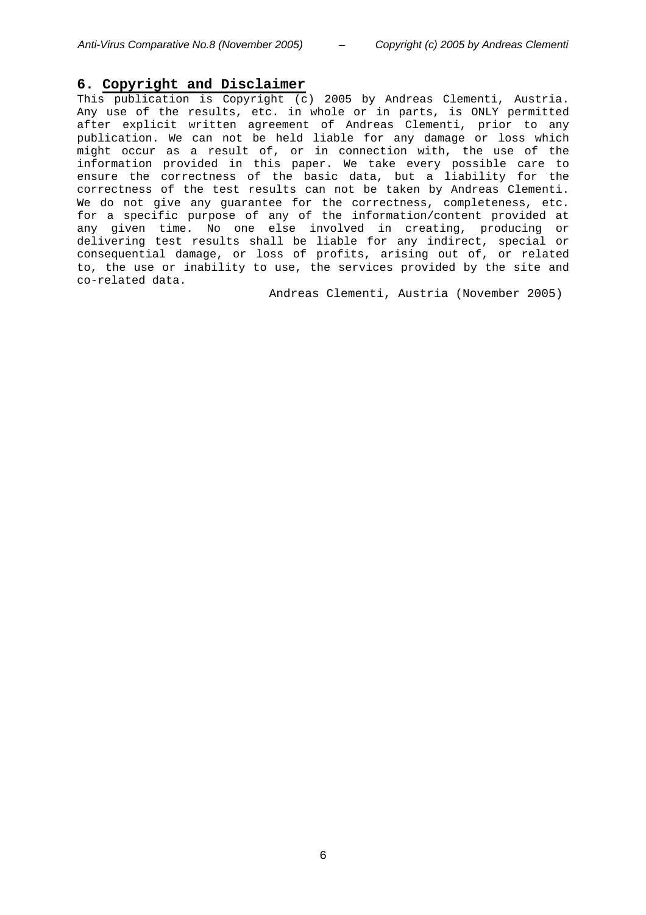## 6. Copyright and Disclaimer

This publication is Copyright (c) 2005 by Andreas Clementi, Austria. Any use of the results, etc. in whole or in parts, is ONLY permitted after explicit written agreement of Andreas Clementi, prior to any publication. We can not be held liable for any damage or loss which might occur as a result of, or in connection with, the use of the information provided in this paper. We take every possible care to ensure the correctness of the basic data, but a liability for the correctness of the test results can not be taken by Andreas Clementi. We do not give any guarantee for the correctness, completeness, etc. for a specific purpose of any of the information/content provided at any given time. No one else involved in creating, producing or delivering test results shall be liable for any indirect, special or consequential damage, or loss of profits, arising out of, or related to, the use or inability to use, the services provided by the site and co-related data.

Andreas Clementi, Austria (November 2005)